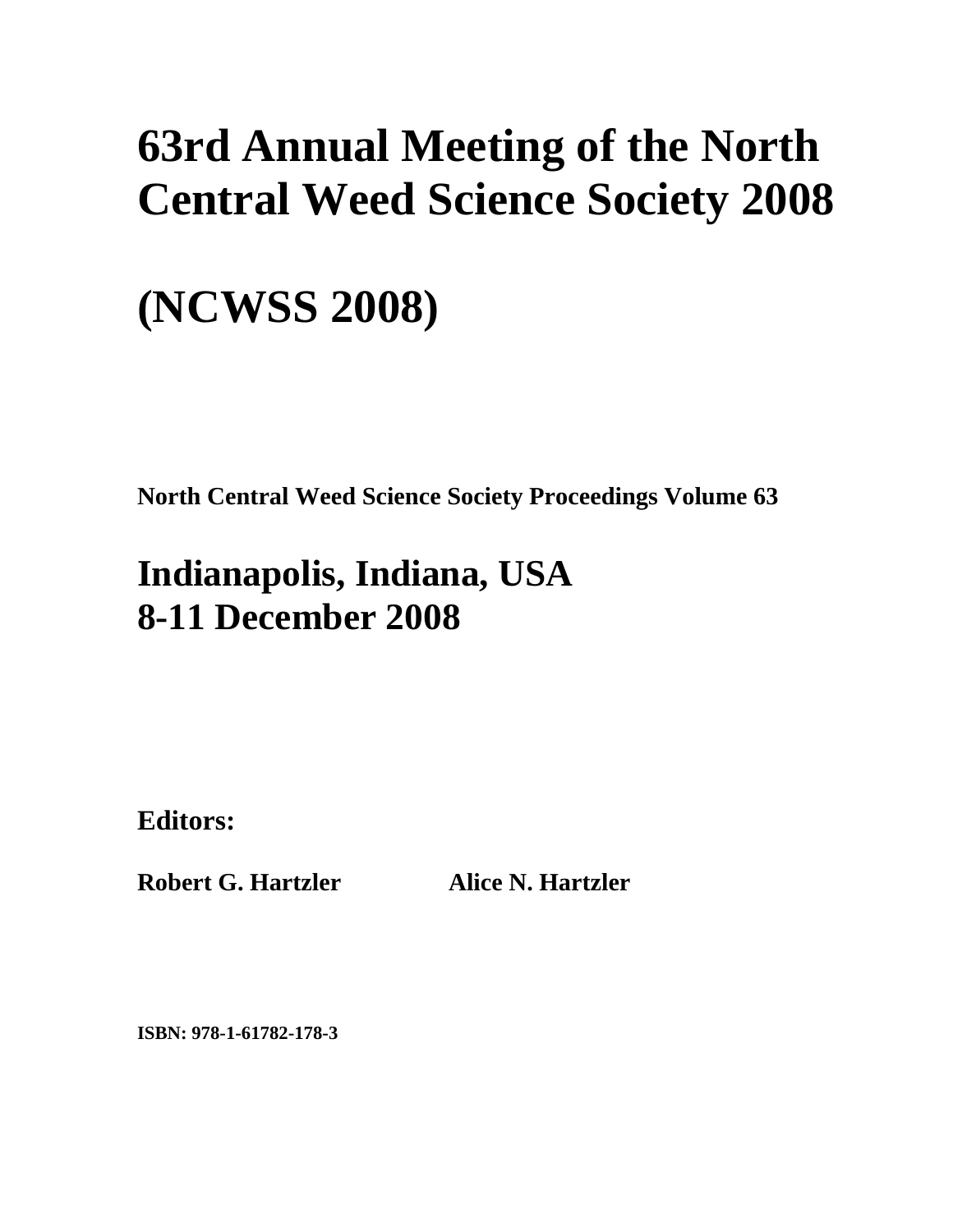# 63rd Annual Meeting of the North Central Weed Science Society 2008

# (NCWSS 2008)

**North Central Weed Science Society Proceedings Volume 63**

## Indianapolis, Indiana, USA
## 8-11 December 2008

**Editors:**

**Robert G. Hartzler** **Alice N. Hartzler**

**ISBN: 978-1-61782-178-3**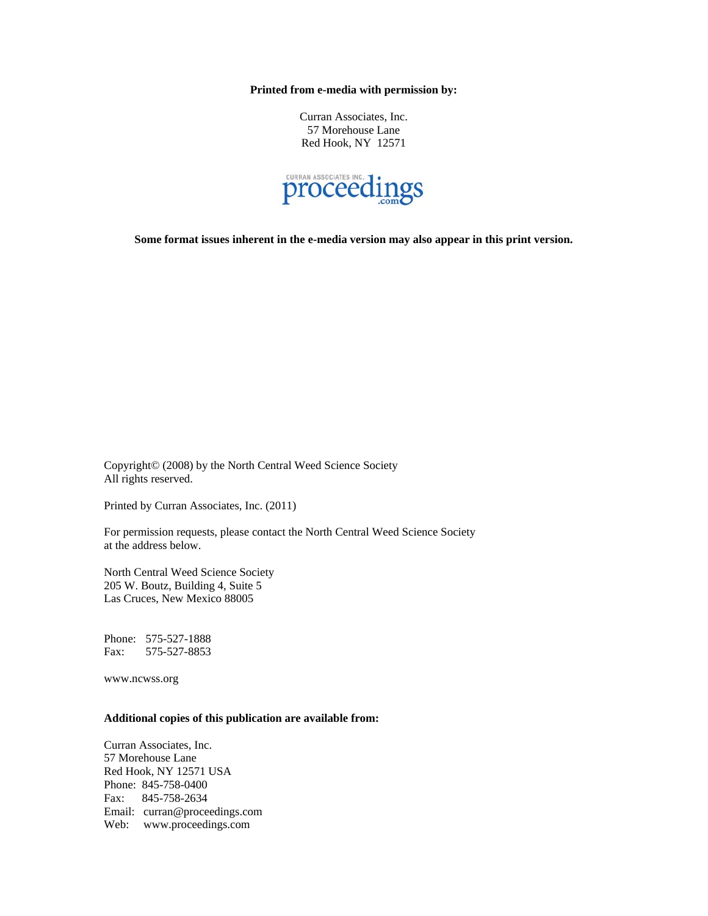**Printed from e-media with permission by:**

Curran Associates, Inc.
57 Morehouse Lane
Red Hook, NY 12571

CURRAN ASSOCIATES INC. proceedings.com

**Some format issues inherent in the e-media version may also appear in this print version.**

Copyright© (2008) by the North Central Weed Science Society
All rights reserved.

Printed by Curran Associates, Inc. (2011)

For permission requests, please contact the North Central Weed Science Society at the address below.

North Central Weed Science Society
205 W. Boutz, Building 4, Suite 5
Las Cruces, New Mexico 88005

Phone: 575-527-1888
Fax: 575-527-8853

www.ncwss.org

**Additional copies of this publication are available from:**

Curran Associates, Inc.
57 Morehouse Lane
Red Hook, NY 12571 USA
Phone: 845-758-0400
Fax: 845-758-2634
Email: curran@proceedings.com
Web: www.proceedings.com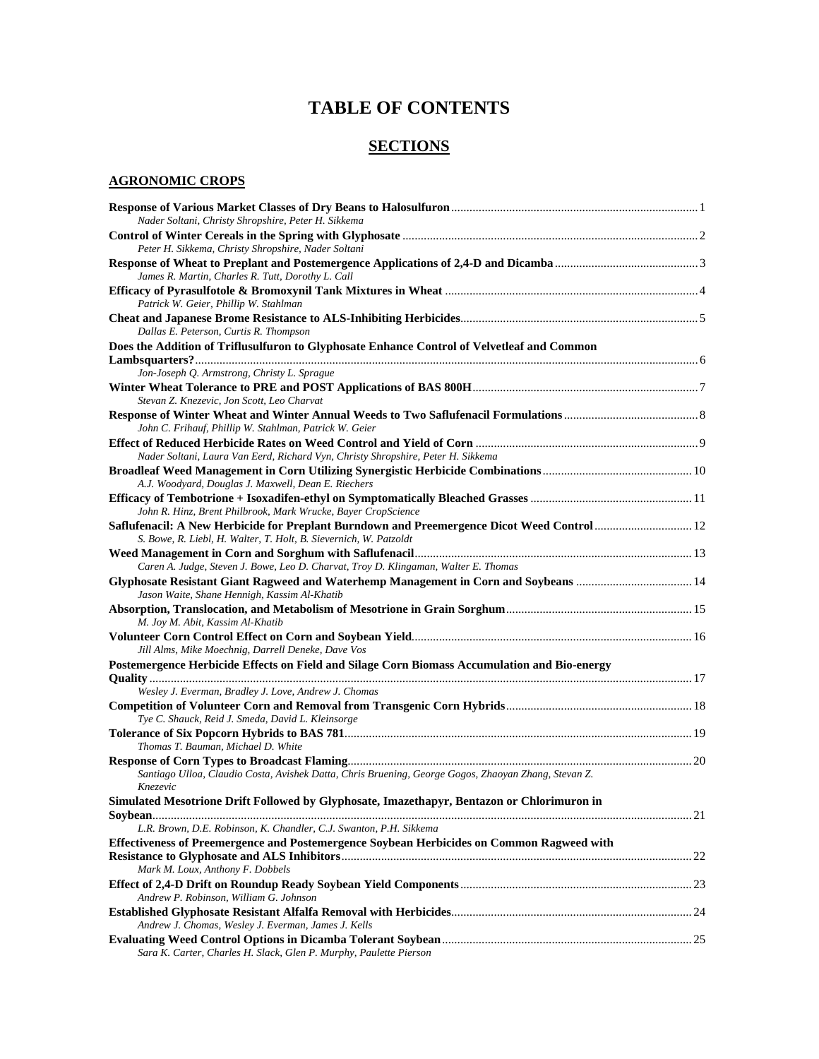# TABLE OF CONTENTS

## SECTIONS

### AGRONOMIC CROPS

**Response of Various Market Classes of Dry Beans to Halosulfuron** .......... 1
*Nader Soltani, Christy Shropshire, Peter H. Sikkema*

**Control of Winter Cereals in the Spring with Glyphosate** .......... 2
*Peter H. Sikkema, Christy Shropshire, Nader Soltani*

**Response of Wheat to Preplant and Postemergence Applications of 2,4-D and Dicamba** .......... 3
*James R. Martin, Charles R. Tutt, Dorothy L. Call*

**Efficacy of Pyrasulfotole & Bromoxynil Tank Mixtures in Wheat** .......... 4
*Patrick W. Geier, Phillip W. Stahlman*

**Cheat and Japanese Brome Resistance to ALS-Inhibiting Herbicides** .......... 5
*Dallas E. Peterson, Curtis R. Thompson*

**Does the Addition of Triflusulfuron to Glyphosate Enhance Control of Velvetleaf and Common Lambsquarters?** .......... 6
*Jon-Joseph Q. Armstrong, Christy L. Sprague*

**Winter Wheat Tolerance to PRE and POST Applications of BAS 800H** .......... 7
*Stevan Z. Knezevic, Jon Scott, Leo Charvat*

**Response of Winter Wheat and Winter Annual Weeds to Two Saflufenacil Formulations** .......... 8
*John C. Frihauf, Phillip W. Stahlman, Patrick W. Geier*

**Effect of Reduced Herbicide Rates on Weed Control and Yield of Corn** .......... 9
*Nader Soltani, Laura Van Eerd, Richard Vyn, Christy Shropshire, Peter H. Sikkema*

**Broadleaf Weed Management in Corn Utilizing Synergistic Herbicide Combinations** .......... 10
*A.J. Woodyard, Douglas J. Maxwell, Dean E. Riechers*

**Efficacy of Tembotrione + Isoxadifen-ethyl on Symptomatically Bleached Grasses** .......... 11
*John R. Hinz, Brent Philbrook, Mark Wrucke, Bayer CropScience*

**Saflufenacil: A New Herbicide for Preplant Burndown and Preemergence Dicot Weed Control** .......... 12
*S. Bowe, R. Liebl, H. Walter, T. Holt, B. Sievernich, W. Patzoldt*

**Weed Management in Corn and Sorghum with Saflufenacil** .......... 13
*Caren A. Judge, Steven J. Bowe, Leo D. Charvat, Troy D. Klingaman, Walter E. Thomas*

**Glyphosate Resistant Giant Ragweed and Waterhemp Management in Corn and Soybeans** .......... 14
*Jason Waite, Shane Hennigh, Kassim Al-Khatib*

**Absorption, Translocation, and Metabolism of Mesotrione in Grain Sorghum** .......... 15
*M. Joy M. Abit, Kassim Al-Khatib*

**Volunteer Corn Control Effect on Corn and Soybean Yield** .......... 16
*Jill Alms, Mike Moechnig, Darrell Deneke, Dave Vos*

**Postemergence Herbicide Effects on Field and Silage Corn Biomass Accumulation and Bio-energy Quality** .......... 17
*Wesley J. Everman, Bradley J. Love, Andrew J. Chomas*

**Competition of Volunteer Corn and Removal from Transgenic Corn Hybrids** .......... 18
*Tye C. Shauck, Reid J. Smeda, David L. Kleinsorge*

**Tolerance of Six Popcorn Hybrids to BAS 781** .......... 19
*Thomas T. Bauman, Michael D. White*

**Response of Corn Types to Broadcast Flaming** .......... 20
*Santiago Ulloa, Claudio Costa, Avishek Datta, Chris Bruening, George Gogos, Zhaoyan Zhang, Stevan Z. Knezevic*

**Simulated Mesotrione Drift Followed by Glyphosate, Imazethapyr, Bentazon or Chlorimuron in Soybean** .......... 21
*L.R. Brown, D.E. Robinson, K. Chandler, C.J. Swanton, P.H. Sikkema*

**Effectiveness of Preemergence and Postemergence Soybean Herbicides on Common Ragweed with Resistance to Glyphosate and ALS Inhibitors** .......... 22
*Mark M. Loux, Anthony F. Dobbels*

**Effect of 2,4-D Drift on Roundup Ready Soybean Yield Components** .......... 23
*Andrew P. Robinson, William G. Johnson*

**Established Glyphosate Resistant Alfalfa Removal with Herbicides** .......... 24
*Andrew J. Chomas, Wesley J. Everman, James J. Kells*

**Evaluating Weed Control Options in Dicamba Tolerant Soybean** .......... 25
*Sara K. Carter, Charles H. Slack, Glen P. Murphy, Paulette Pierson*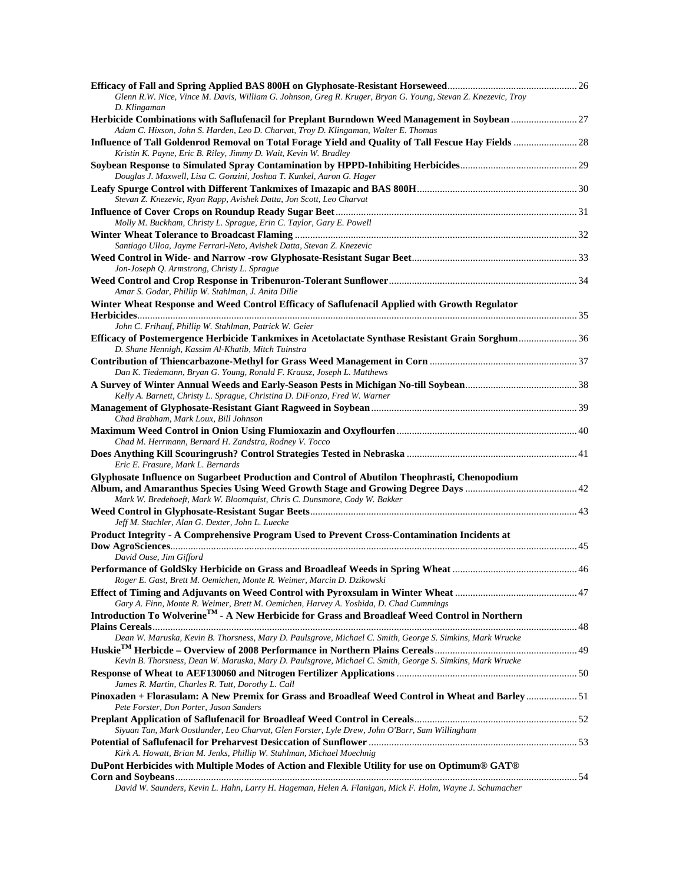**Efficacy of Fall and Spring Applied BAS 800H on Glyphosate-Resistant Horseweed** ... 26
*Glenn R.W. Nice, Vince M. Davis, William G. Johnson, Greg R. Kruger, Bryan G. Young, Stevan Z. Knezevic, Troy D. Klingaman*

**Herbicide Combinations with Saflufenacil for Preplant Burndown Weed Management in Soybean** ... 27
*Adam C. Hixson, John S. Harden, Leo D. Charvat, Troy D. Klingaman, Walter E. Thomas*

**Influence of Tall Goldenrod Removal on Total Forage Yield and Quality of Tall Fescue Hay Fields** ... 28
*Kristin K. Payne, Eric B. Riley, Jimmy D. Wait, Kevin W. Bradley*

**Soybean Response to Simulated Spray Contamination by HPPD-Inhibiting Herbicides** ... 29
*Douglas J. Maxwell, Lisa C. Gonzini, Joshua T. Kunkel, Aaron G. Hager*

**Leafy Spurge Control with Different Tankmixes of Imazapic and BAS 800H** ... 30
*Stevan Z. Knezevic, Ryan Rapp, Avishek Datta, Jon Scott, Leo Charvat*

**Influence of Cover Crops on Roundup Ready Sugar Beet** ... 31
*Molly M. Buckham, Christy L. Sprague, Erin C. Taylor, Gary E. Powell*

**Winter Wheat Tolerance to Broadcast Flaming** ... 32
*Santiago Ulloa, Jayme Ferrari-Neto, Avishek Datta, Stevan Z. Knezevic*

**Weed Control in Wide- and Narrow -row Glyphosate-Resistant Sugar Beet** ... 33
*Jon-Joseph Q. Armstrong, Christy L. Sprague*

**Weed Control and Crop Response in Tribenuron-Tolerant Sunflower** ... 34
*Amar S. Godar, Phillip W. Stahlman, J. Anita Dille*

**Winter Wheat Response and Weed Control Efficacy of Saflufenacil Applied with Growth Regulator Herbicides** ... 35
*John C. Frihauf, Phillip W. Stahlman, Patrick W. Geier*

**Efficacy of Postemergence Herbicide Tankmixes in Acetolactate Synthase Resistant Grain Sorghum** ... 36
*D. Shane Hennigh, Kassim Al-Khatib, Mitch Tuinstra*

**Contribution of Thiencarbazone-Methyl for Grass Weed Management in Corn** ... 37
*Dan K. Tiedemann, Bryan G. Young, Ronald F. Krausz, Joseph L. Matthews*

**A Survey of Winter Annual Weeds and Early-Season Pests in Michigan No-till Soybean** ... 38
*Kelly A. Barnett, Christy L. Sprague, Christina D. DiFonzo, Fred W. Warner*

**Management of Glyphosate-Resistant Giant Ragweed in Soybean** ... 39
*Chad Brabham, Mark Loux, Bill Johnson*

**Maximum Weed Control in Onion Using Flumioxazin and Oxyflourfen** ... 40
*Chad M. Herrmann, Bernard H. Zandstra, Rodney V. Tocco*

**Does Anything Kill Scouringrush? Control Strategies Tested in Nebraska** ... 41
*Eric E. Frasure, Mark L. Bernards*

**Glyphosate Influence on Sugarbeet Production and Control of Abutilon Theophrasti, Chenopodium Album, and Amaranthus Species Using Weed Growth Stage and Growing Degree Days** ... 42
*Mark W. Bredehoeft, Mark W. Bloomquist, Chris C. Dunsmore, Cody W. Bakker*

**Weed Control in Glyphosate-Resistant Sugar Beets** ... 43
*Jeff M. Stachler, Alan G. Dexter, John L. Luecke*

**Product Integrity - A Comprehensive Program Used to Prevent Cross-Contamination Incidents at Dow AgroSciences** ... 45
*David Ouse, Jim Gifford*

**Performance of GoldSky Herbicide on Grass and Broadleaf Weeds in Spring Wheat** ... 46
*Roger E. Gast, Brett M. Oemichen, Monte R. Weimer, Marcin D. Dzikowski*

**Effect of Timing and Adjuvants on Weed Control with Pyroxsulam in Winter Wheat** ... 47
*Gary A. Finn, Monte R. Weimer, Brett M. Oemichen, Harvey A. Yoshida, D. Chad Cummings*

**Introduction To Wolverine™ - A New Herbicide for Grass and Broadleaf Weed Control in Northern Plains Cereals** ... 48
*Dean W. Maruska, Kevin B. Thorsness, Mary D. Paulsgrove, Michael C. Smith, George S. Simkins, Mark Wrucke*

**Huskie™ Herbicde – Overview of 2008 Performance in Northern Plains Cereals** ... 49
*Kevin B. Thorsness, Dean W. Maruska, Mary D. Paulsgrove, Michael C. Smith, George S. Simkins, Mark Wrucke*

**Response of Wheat to AEF130060 and Nitrogen Fertilizer Applications** ... 50
*James R. Martin, Charles R. Tutt, Dorothy L. Call*

**Pinoxaden + Florasulam: A New Premix for Grass and Broadleaf Weed Control in Wheat and Barley** ... 51
*Pete Forster, Don Porter, Jason Sanders*

**Preplant Application of Saflufenacil for Broadleaf Weed Control in Cereals** ... 52
*Siyuan Tan, Mark Oostlander, Leo Charvat, Glen Forster, Lyle Drew, John O'Barr, Sam Willingham*

**Potential of Saflufenacil for Preharvest Desiccation of Sunflower** ... 53
*Kirk A. Howatt, Brian M. Jenks, Phillip W. Stahlman, Michael Moechnig*

**DuPont Herbicides with Multiple Modes of Action and Flexible Utility for use on Optimum® GAT® Corn and Soybeans** ... 54
*David W. Saunders, Kevin L. Hahn, Larry H. Hageman, Helen A. Flanigan, Mick F. Holm, Wayne J. Schumacher*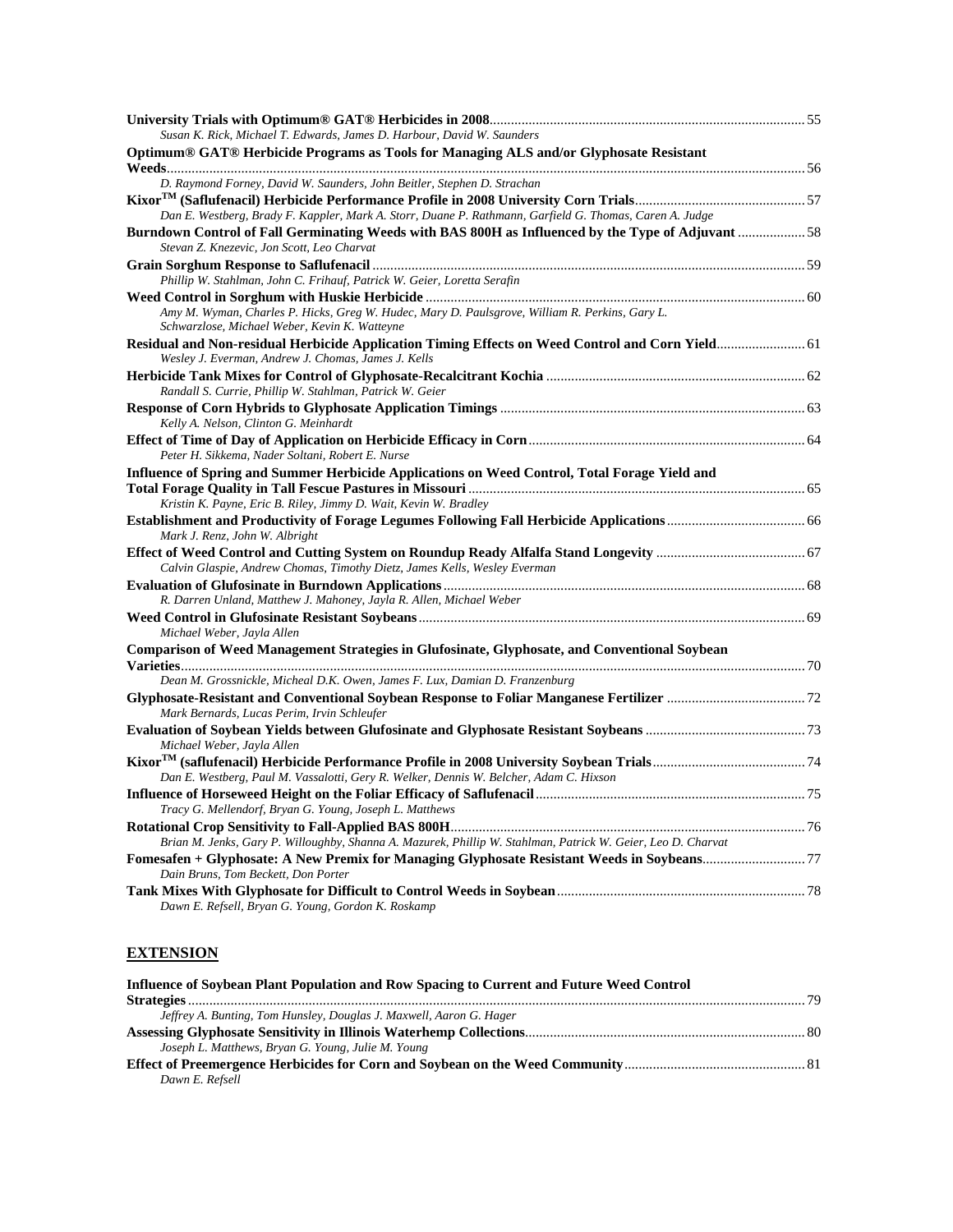**University Trials with Optimum® GAT® Herbicides in 2008** ........ 55
*Susan K. Rick, Michael T. Edwards, James D. Harbour, David W. Saunders*

**Optimum® GAT® Herbicide Programs as Tools for Managing ALS and/or Glyphosate Resistant Weeds** ........ 56
*D. Raymond Forney, David W. Saunders, John Beitler, Stephen D. Strachan*

**Kixor$^{TM}$ (Saflufenacil) Herbicide Performance Profile in 2008 University Corn Trials** ........ 57
*Dan E. Westberg, Brady F. Kappler, Mark A. Storr, Duane P. Rathmann, Garfield G. Thomas, Caren A. Judge*

**Burndown Control of Fall Germinating Weeds with BAS 800H as Influenced by the Type of Adjuvant** ........ 58
*Stevan Z. Knezevic, Jon Scott, Leo Charvat*

**Grain Sorghum Response to Saflufenacil** ........ 59
*Phillip W. Stahlman, John C. Frihauf, Patrick W. Geier, Loretta Serafin*

**Weed Control in Sorghum with Huskie Herbicide** ........ 60
*Amy M. Wyman, Charles P. Hicks, Greg W. Hudec, Mary D. Paulsgrove, William R. Perkins, Gary L. Schwarzlose, Michael Weber, Kevin K. Watteyne*

**Residual and Non-residual Herbicide Application Timing Effects on Weed Control and Corn Yield** ........ 61
*Wesley J. Everman, Andrew J. Chomas, James J. Kells*

**Herbicide Tank Mixes for Control of Glyphosate-Recalcitrant Kochia** ........ 62
*Randall S. Currie, Phillip W. Stahlman, Patrick W. Geier*

**Response of Corn Hybrids to Glyphosate Application Timings** ........ 63
*Kelly A. Nelson, Clinton G. Meinhardt*

**Effect of Time of Day of Application on Herbicide Efficacy in Corn** ........ 64
*Peter H. Sikkema, Nader Soltani, Robert E. Nurse*

**Influence of Spring and Summer Herbicide Applications on Weed Control, Total Forage Yield and Total Forage Quality in Tall Fescue Pastures in Missouri** ........ 65
*Kristin K. Payne, Eric B. Riley, Jimmy D. Wait, Kevin W. Bradley*

**Establishment and Productivity of Forage Legumes Following Fall Herbicide Applications** ........ 66
*Mark J. Renz, John W. Albright*

**Effect of Weed Control and Cutting System on Roundup Ready Alfalfa Stand Longevity** ........ 67
*Calvin Glaspie, Andrew Chomas, Timothy Dietz, James Kells, Wesley Everman*

**Evaluation of Glufosinate in Burndown Applications** ........ 68
*R. Darren Unland, Matthew J. Mahoney, Jayla R. Allen, Michael Weber*

**Weed Control in Glufosinate Resistant Soybeans** ........ 69
*Michael Weber, Jayla Allen*

**Comparison of Weed Management Strategies in Glufosinate, Glyphosate, and Conventional Soybean Varieties** ........ 70
*Dean M. Grossnickle, Micheal D.K. Owen, James F. Lux, Damian D. Franzenburg*

**Glyphosate-Resistant and Conventional Soybean Response to Foliar Manganese Fertilizer** ........ 72
*Mark Bernards, Lucas Perim, Irvin Schleufer*

**Evaluation of Soybean Yields between Glufosinate and Glyphosate Resistant Soybeans** ........ 73
*Michael Weber, Jayla Allen*

**Kixor$^{TM}$ (saflufenacil) Herbicide Performance Profile in 2008 University Soybean Trials** ........ 74
*Dan E. Westberg, Paul M. Vassalotti, Gery R. Welker, Dennis W. Belcher, Adam C. Hixson*

**Influence of Horseweed Height on the Foliar Efficacy of Saflufenacil** ........ 75
*Tracy G. Mellendorf, Bryan G. Young, Joseph L. Matthews*

**Rotational Crop Sensitivity to Fall-Applied BAS 800H** ........ 76
*Brian M. Jenks, Gary P. Willoughby, Shanna A. Mazurek, Phillip W. Stahlman, Patrick W. Geier, Leo D. Charvat*

**Fomesafen + Glyphosate: A New Premix for Managing Glyphosate Resistant Weeds in Soybeans** ........ 77
*Dain Bruns, Tom Beckett, Don Porter*

**Tank Mixes With Glyphosate for Difficult to Control Weeds in Soybean** ........ 78
*Dawn E. Refsell, Bryan G. Young, Gordon K. Roskamp*

## EXTENSION

**Influence of Soybean Plant Population and Row Spacing to Current and Future Weed Control Strategies** ........ 79
*Jeffrey A. Bunting, Tom Hunsley, Douglas J. Maxwell, Aaron G. Hager*

**Assessing Glyphosate Sensitivity in Illinois Waterhemp Collections** ........ 80
*Joseph L. Matthews, Bryan G. Young, Julie M. Young*

**Effect of Preemergence Herbicides for Corn and Soybean on the Weed Community** ........ 81
*Dawn E. Refsell*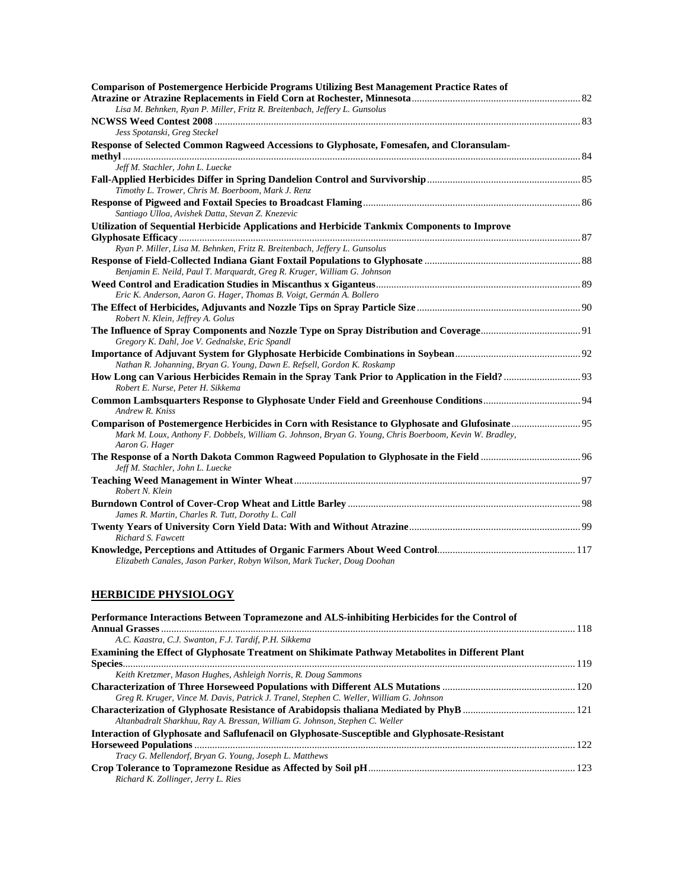**Comparison of Postemergence Herbicide Programs Utilizing Best Management Practice Rates of Atrazine or Atrazine Replacements in Field Corn at Rochester, Minnesota** ... 82
*Lisa M. Behnken, Ryan P. Miller, Fritz R. Breitenbach, Jeffery L. Gunsolus*

**NCWSS Weed Contest 2008** ... 83
*Jess Spotanski, Greg Steckel*

**Response of Selected Common Ragweed Accessions to Glyphosate, Fomesafen, and Cloransulam-methyl** ... 84
*Jeff M. Stachler, John L. Luecke*

**Fall-Applied Herbicides Differ in Spring Dandelion Control and Survivorship** ... 85
*Timothy L. Trower, Chris M. Boerboom, Mark J. Renz*

**Response of Pigweed and Foxtail Species to Broadcast Flaming** ... 86
*Santiago Ulloa, Avishek Datta, Stevan Z. Knezevic*

**Utilization of Sequential Herbicide Applications and Herbicide Tankmix Components to Improve Glyphosate Efficacy** ... 87
*Ryan P. Miller, Lisa M. Behnken, Fritz R. Breitenbach, Jeffery L. Gunsolus*

**Response of Field-Collected Indiana Giant Foxtail Populations to Glyphosate** ... 88
*Benjamin E. Neild, Paul T. Marquardt, Greg R. Kruger, William G. Johnson*

**Weed Control and Eradication Studies in Miscanthus x Giganteus** ... 89
*Eric K. Anderson, Aaron G. Hager, Thomas B. Voigt, Germán A. Bollero*

**The Effect of Herbicides, Adjuvants and Nozzle Tips on Spray Particle Size** ... 90
*Robert N. Klein, Jeffrey A. Golus*

**The Influence of Spray Components and Nozzle Type on Spray Distribution and Coverage** ... 91
*Gregory K. Dahl, Joe V. Gednalske, Eric Spandl*

**Importance of Adjuvant System for Glyphosate Herbicide Combinations in Soybean** ... 92
*Nathan R. Johanning, Bryan G. Young, Dawn E. Refsell, Gordon K. Roskamp*

**How Long can Various Herbicides Remain in the Spray Tank Prior to Application in the Field?** ... 93
*Robert E. Nurse, Peter H. Sikkema*

**Common Lambsquarters Response to Glyphosate Under Field and Greenhouse Conditions** ... 94
*Andrew R. Kniss*

**Comparison of Postemergence Herbicides in Corn with Resistance to Glyphosate and Glufosinate** ... 95
*Mark M. Loux, Anthony F. Dobbels, William G. Johnson, Bryan G. Young, Chris Boerboom, Kevin W. Bradley, Aaron G. Hager*

**The Response of a North Dakota Common Ragweed Population to Glyphosate in the Field** ... 96
*Jeff M. Stachler, John L. Luecke*

**Teaching Weed Management in Winter Wheat** ... 97
*Robert N. Klein*

**Burndown Control of Cover-Crop Wheat and Little Barley** ... 98
*James R. Martin, Charles R. Tutt, Dorothy L. Call*

**Twenty Years of University Corn Yield Data: With and Without Atrazine** ... 99
*Richard S. Fawcett*

**Knowledge, Perceptions and Attitudes of Organic Farmers About Weed Control** ... 117
*Elizabeth Canales, Jason Parker, Robyn Wilson, Mark Tucker, Doug Doohan*

## HERBICIDE PHYSIOLOGY

**Performance Interactions Between Topramezone and ALS-inhibiting Herbicides for the Control of Annual Grasses** ... 118
*A.C. Kaastra, C.J. Swanton, F.J. Tardif, P.H. Sikkema*

**Examining the Effect of Glyphosate Treatment on Shikimate Pathway Metabolites in Different Plant Species** ... 119
*Keith Kretzmer, Mason Hughes, Ashleigh Norris, R. Doug Sammons*

**Characterization of Three Horseweed Populations with Different ALS Mutations** ... 120
*Greg R. Kruger, Vince M. Davis, Patrick J. Tranel, Stephen C. Weller, William G. Johnson*

**Characterization of Glyphosate Resistance of Arabidopsis thaliana Mediated by PhyB** ... 121
*Altanbadralt Sharkhuu, Ray A. Bressan, William G. Johnson, Stephen C. Weller*

**Interaction of Glyphosate and Saflufenacil on Glyphosate-Susceptible and Glyphosate-Resistant Horseweed Populations** ... 122
*Tracy G. Mellendorf, Bryan G. Young, Joseph L. Matthews*

**Crop Tolerance to Topramezone Residue as Affected by Soil pH** ... 123
*Richard K. Zollinger, Jerry L. Ries*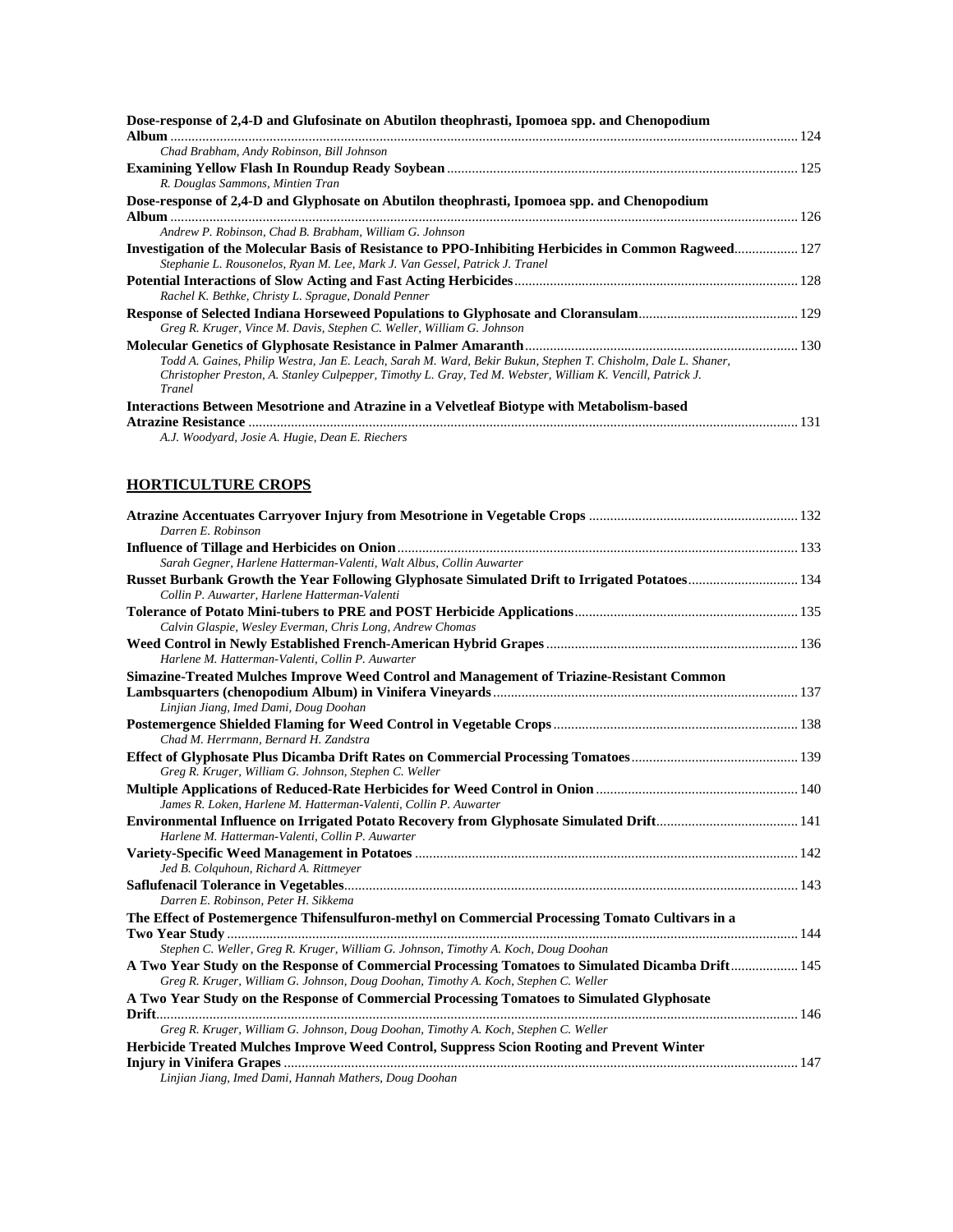**Dose-response of 2,4-D and Glufosinate on Abutilon theophrasti, Ipomoea spp. and Chenopodium Album** ............ 124
*Chad Brabham, Andy Robinson, Bill Johnson*

**Examining Yellow Flash In Roundup Ready Soybean** ............ 125
*R. Douglas Sammons, Mintien Tran*

**Dose-response of 2,4-D and Glyphosate on Abutilon theophrasti, Ipomoea spp. and Chenopodium Album** ............ 126
*Andrew P. Robinson, Chad B. Brabham, William G. Johnson*

**Investigation of the Molecular Basis of Resistance to PPO-Inhibiting Herbicides in Common Ragweed** ............ 127
*Stephanie L. Rousonelos, Ryan M. Lee, Mark J. Van Gessel, Patrick J. Tranel*

**Potential Interactions of Slow Acting and Fast Acting Herbicides** ............ 128
*Rachel K. Bethke, Christy L. Sprague, Donald Penner*

**Response of Selected Indiana Horseweed Populations to Glyphosate and Cloransulam** ............ 129
*Greg R. Kruger, Vince M. Davis, Stephen C. Weller, William G. Johnson*

**Molecular Genetics of Glyphosate Resistance in Palmer Amaranth** ............ 130
*Todd A. Gaines, Philip Westra, Jan E. Leach, Sarah M. Ward, Bekir Bukun, Stephen T. Chisholm, Dale L. Shaner, Christopher Preston, A. Stanley Culpepper, Timothy L. Gray, Ted M. Webster, William K. Vencill, Patrick J. Tranel*

**Interactions Between Mesotrione and Atrazine in a Velvetleaf Biotype with Metabolism-based Atrazine Resistance** ............ 131
*A.J. Woodyard, Josie A. Hugie, Dean E. Riechers*

## HORTICULTURE CROPS

**Atrazine Accentuates Carryover Injury from Mesotrione in Vegetable Crops** ............ 132
*Darren E. Robinson*

**Influence of Tillage and Herbicides on Onion** ............ 133
*Sarah Gegner, Harlene Hatterman-Valenti, Walt Albus, Collin Auwarter*

**Russet Burbank Growth the Year Following Glyphosate Simulated Drift to Irrigated Potatoes** ............ 134
*Collin P. Auwarter, Harlene Hatterman-Valenti*

**Tolerance of Potato Mini-tubers to PRE and POST Herbicide Applications** ............ 135
*Calvin Glaspie, Wesley Everman, Chris Long, Andrew Chomas*

**Weed Control in Newly Established French-American Hybrid Grapes** ............ 136
*Harlene M. Hatterman-Valenti, Collin P. Auwarter*

**Simazine-Treated Mulches Improve Weed Control and Management of Triazine-Resistant Common Lambsquarters (chenopodium Album) in Vinifera Vineyards** ............ 137
*Linjian Jiang, Imed Dami, Doug Doohan*

**Postemergence Shielded Flaming for Weed Control in Vegetable Crops** ............ 138
*Chad M. Herrmann, Bernard H. Zandstra*

**Effect of Glyphosate Plus Dicamba Drift Rates on Commercial Processing Tomatoes** ............ 139
*Greg R. Kruger, William G. Johnson, Stephen C. Weller*

**Multiple Applications of Reduced-Rate Herbicides for Weed Control in Onion** ............ 140
*James R. Loken, Harlene M. Hatterman-Valenti, Collin P. Auwarter*

**Environmental Influence on Irrigated Potato Recovery from Glyphosate Simulated Drift** ............ 141
*Harlene M. Hatterman-Valenti, Collin P. Auwarter*

**Variety-Specific Weed Management in Potatoes** ............ 142
*Jed B. Colquhoun, Richard A. Rittmeyer*

**Saflufenacil Tolerance in Vegetables** ............ 143
*Darren E. Robinson, Peter H. Sikkema*

**The Effect of Postemergence Thifensulfuron-methyl on Commercial Processing Tomato Cultivars in a Two Year Study** ............ 144
*Stephen C. Weller, Greg R. Kruger, William G. Johnson, Timothy A. Koch, Doug Doohan*

**A Two Year Study on the Response of Commercial Processing Tomatoes to Simulated Dicamba Drift** ............ 145
*Greg R. Kruger, William G. Johnson, Doug Doohan, Timothy A. Koch, Stephen C. Weller*

**A Two Year Study on the Response of Commercial Processing Tomatoes to Simulated Glyphosate Drift** ............ 146
*Greg R. Kruger, William G. Johnson, Doug Doohan, Timothy A. Koch, Stephen C. Weller*

**Herbicide Treated Mulches Improve Weed Control, Suppress Scion Rooting and Prevent Winter Injury in Vinifera Grapes** ............ 147
*Linjian Jiang, Imed Dami, Hannah Mathers, Doug Doohan*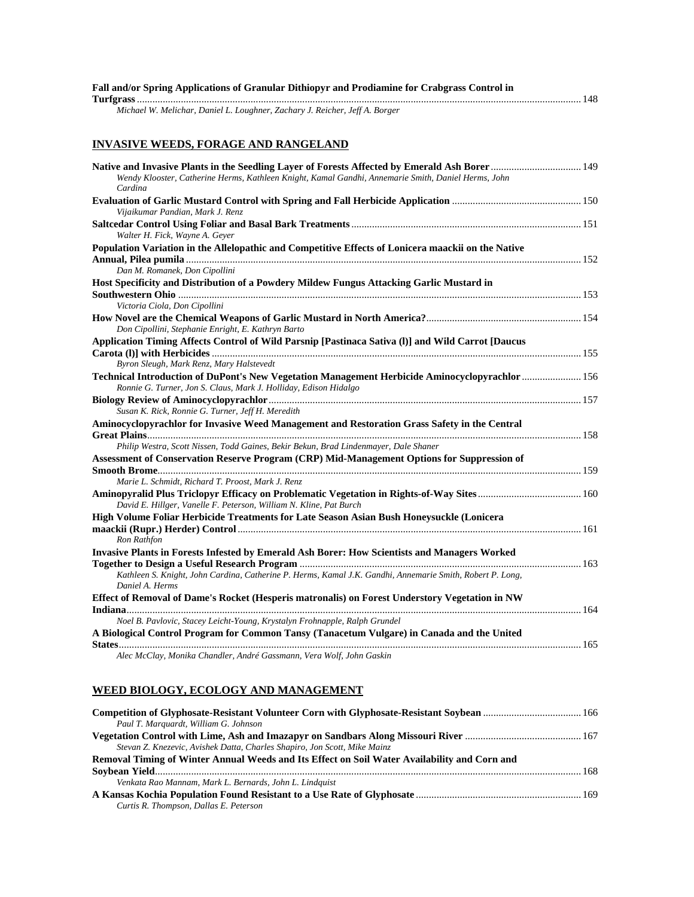**Fall and/or Spring Applications of Granular Dithiopyr and Prodiamine for Crabgrass Control in Turfgrass** ........ 148
*Michael W. Melichar, Daniel L. Loughner, Zachary J. Reicher, Jeff A. Borger*

## INVASIVE WEEDS, FORAGE AND RANGELAND

**Native and Invasive Plants in the Seedling Layer of Forests Affected by Emerald Ash Borer** ........ 149
*Wendy Klooster, Catherine Herms, Kathleen Knight, Kamal Gandhi, Annemarie Smith, Daniel Herms, John Cardina*

**Evaluation of Garlic Mustard Control with Spring and Fall Herbicide Application** ........ 150
*Vijaikumar Pandian, Mark J. Renz*

**Saltcedar Control Using Foliar and Basal Bark Treatments** ........ 151
*Walter H. Fick, Wayne A. Geyer*

**Population Variation in the Allelopathic and Competitive Effects of Lonicera maackii on the Native Annual, Pilea pumila** ........ 152
*Dan M. Romanek, Don Cipollini*

**Host Specificity and Distribution of a Powdery Mildew Fungus Attacking Garlic Mustard in Southwestern Ohio** ........ 153
*Victoria Ciola, Don Cipollini*

**How Novel are the Chemical Weapons of Garlic Mustard in North America?** ........ 154
*Don Cipollini, Stephanie Enright, E. Kathryn Barto*

**Application Timing Affects Control of Wild Parsnip [Pastinaca Sativa (l)] and Wild Carrot [Daucus Carota (l)] with Herbicides** ........ 155
*Byron Sleugh, Mark Renz, Mary Halstevedt*

**Technical Introduction of DuPont's New Vegetation Management Herbicide Aminocyclopyrachlor** ........ 156
*Ronnie G. Turner, Jon S. Claus, Mark J. Holliday, Edison Hidalgo*

**Biology Review of Aminocyclopyrachlor** ........ 157
*Susan K. Rick, Ronnie G. Turner, Jeff H. Meredith*

**Aminocyclopyrachlor for Invasive Weed Management and Restoration Grass Safety in the Central Great Plains** ........ 158
*Philip Westra, Scott Nissen, Todd Gaines, Bekir Bekun, Brad Lindenmayer, Dale Shaner*

**Assessment of Conservation Reserve Program (CRP) Mid-Management Options for Suppression of Smooth Brome** ........ 159
*Marie L. Schmidt, Richard T. Proost, Mark J. Renz*

**Aminopyralid Plus Triclopyr Efficacy on Problematic Vegetation in Rights-of-Way Sites** ........ 160
*David E. Hillger, Vanelle F. Peterson, William N. Kline, Pat Burch*

**High Volume Foliar Herbicide Treatments for Late Season Asian Bush Honeysuckle (Lonicera maackii (Rupr.) Herder) Control** ........ 161
*Ron Rathfon*

**Invasive Plants in Forests Infested by Emerald Ash Borer: How Scientists and Managers Worked Together to Design a Useful Research Program** ........ 163
*Kathleen S. Knight, John Cardina, Catherine P. Herms, Kamal J.K. Gandhi, Annemarie Smith, Robert P. Long, Daniel A. Herms*

**Effect of Removal of Dame's Rocket (Hesperis matronalis) on Forest Understory Vegetation in NW Indiana** ........ 164
*Noel B. Pavlovic, Stacey Leicht-Young, Krystalyn Frohnapple, Ralph Grundel*

**A Biological Control Program for Common Tansy (Tanacetum Vulgare) in Canada and the United States** ........ 165
*Alec McClay, Monika Chandler, André Gassmann, Vera Wolf, John Gaskin*

## WEED BIOLOGY, ECOLOGY AND MANAGEMENT

**Competition of Glyphosate-Resistant Volunteer Corn with Glyphosate-Resistant Soybean** ........ 166
*Paul T. Marquardt, William G. Johnson*

**Vegetation Control with Lime, Ash and Imazapyr on Sandbars Along Missouri River** ........ 167
*Stevan Z. Knezevic, Avishek Datta, Charles Shapiro, Jon Scott, Mike Mainz*

**Removal Timing of Winter Annual Weeds and Its Effect on Soil Water Availability and Corn and Soybean Yield** ........ 168
*Venkata Rao Mannam, Mark L. Bernards, John L. Lindquist*

**A Kansas Kochia Population Found Resistant to a Use Rate of Glyphosate** ........ 169
*Curtis R. Thompson, Dallas E. Peterson*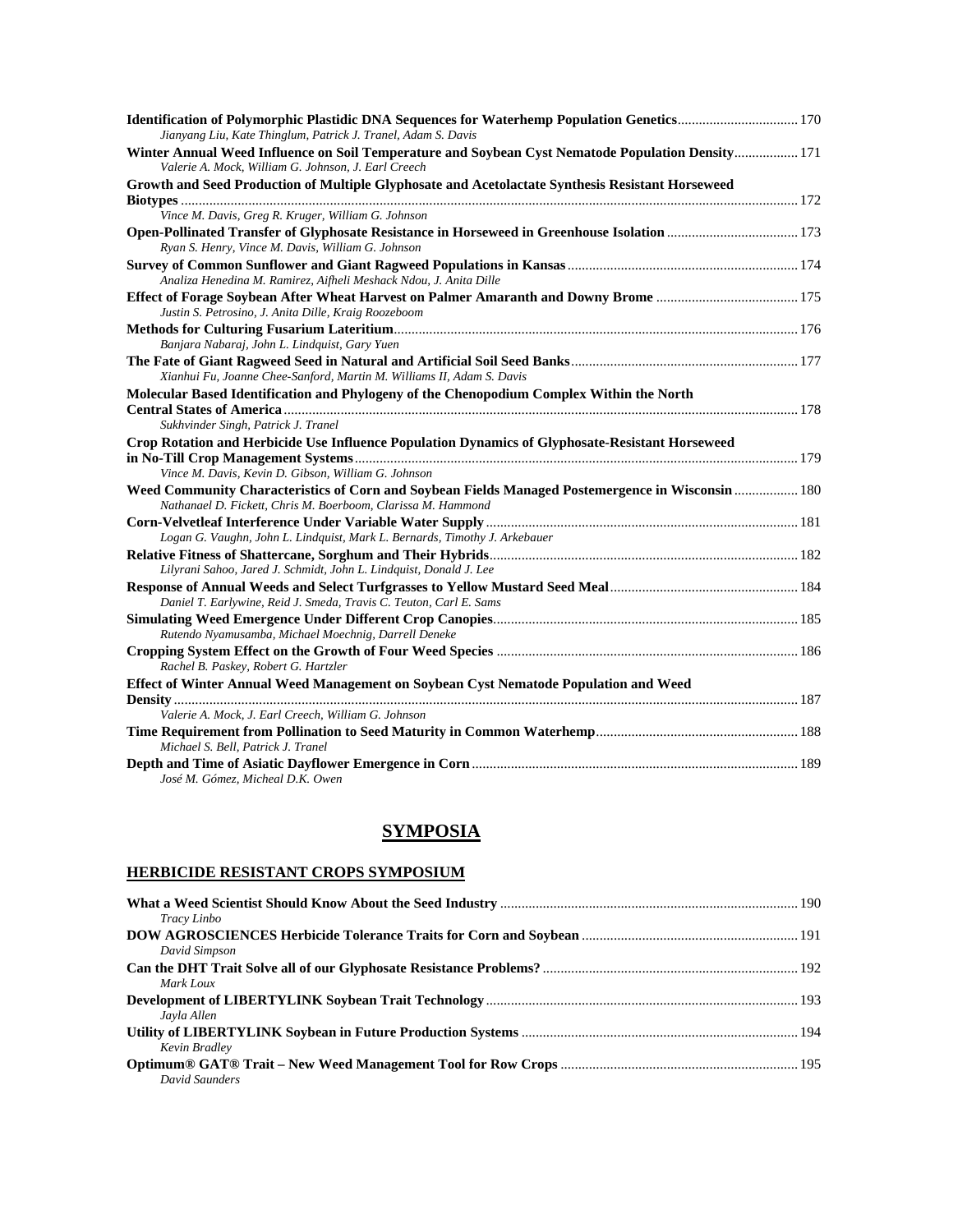**Identification of Polymorphic Plastidic DNA Sequences for Waterhemp Population Genetics** .......... 170
*Jianyang Liu, Kate Thinglum, Patrick J. Tranel, Adam S. Davis*

**Winter Annual Weed Influence on Soil Temperature and Soybean Cyst Nematode Population Density** .......... 171
*Valerie A. Mock, William G. Johnson, J. Earl Creech*

**Growth and Seed Production of Multiple Glyphosate and Acetolactate Synthesis Resistant Horseweed Biotypes** .......... 172
*Vince M. Davis, Greg R. Kruger, William G. Johnson*

**Open-Pollinated Transfer of Glyphosate Resistance in Horseweed in Greenhouse Isolation** .......... 173
*Ryan S. Henry, Vince M. Davis, William G. Johnson*

**Survey of Common Sunflower and Giant Ragweed Populations in Kansas** .......... 174
*Analiza Henedina M. Ramirez, Aifheli Meshack Ndou, J. Anita Dille*

**Effect of Forage Soybean After Wheat Harvest on Palmer Amaranth and Downy Brome** .......... 175
*Justin S. Petrosino, J. Anita Dille, Kraig Roozeboom*

**Methods for Culturing Fusarium Lateritium** .......... 176
*Banjara Nabaraj, John L. Lindquist, Gary Yuen*

**The Fate of Giant Ragweed Seed in Natural and Artificial Soil Seed Banks** .......... 177
*Xianhui Fu, Joanne Chee-Sanford, Martin M. Williams II, Adam S. Davis*

**Molecular Based Identification and Phylogeny of the Chenopodium Complex Within the North Central States of America** .......... 178
*Sukhvinder Singh, Patrick J. Tranel*

**Crop Rotation and Herbicide Use Influence Population Dynamics of Glyphosate-Resistant Horseweed in No-Till Crop Management Systems** .......... 179
*Vince M. Davis, Kevin D. Gibson, William G. Johnson*

**Weed Community Characteristics of Corn and Soybean Fields Managed Postemergence in Wisconsin** .......... 180
*Nathanael D. Fickett, Chris M. Boerboom, Clarissa M. Hammond*

**Corn-Velvetleaf Interference Under Variable Water Supply** .......... 181
*Logan G. Vaughn, John L. Lindquist, Mark L. Bernards, Timothy J. Arkebauer*

**Relative Fitness of Shattercane, Sorghum and Their Hybrids** .......... 182
*Lilyrani Sahoo, Jared J. Schmidt, John L. Lindquist, Donald J. Lee*

**Response of Annual Weeds and Select Turfgrasses to Yellow Mustard Seed Meal** .......... 184
*Daniel T. Earlywine, Reid J. Smeda, Travis C. Teuton, Carl E. Sams*

**Simulating Weed Emergence Under Different Crop Canopies** .......... 185
*Rutendo Nyamusamba, Michael Moechnig, Darrell Deneke*

**Cropping System Effect on the Growth of Four Weed Species** .......... 186
*Rachel B. Paskey, Robert G. Hartzler*

**Effect of Winter Annual Weed Management on Soybean Cyst Nematode Population and Weed Density** .......... 187
*Valerie A. Mock, J. Earl Creech, William G. Johnson*

**Time Requirement from Pollination to Seed Maturity in Common Waterhemp** .......... 188
*Michael S. Bell, Patrick J. Tranel*

**Depth and Time of Asiatic Dayflower Emergence in Corn** .......... 189
*José M. Gómez, Micheal D.K. Owen*

# SYMPOSIA

## HERBICIDE RESISTANT CROPS SYMPOSIUM

**What a Weed Scientist Should Know About the Seed Industry** .......... 190
*Tracy Linbo*

**DOW AGROSCIENCES Herbicide Tolerance Traits for Corn and Soybean** .......... 191
*David Simpson*

**Can the DHT Trait Solve all of our Glyphosate Resistance Problems?** .......... 192
*Mark Loux*

**Development of LIBERTYLINK Soybean Trait Technology** .......... 193
*Jayla Allen*

**Utility of LIBERTYLINK Soybean in Future Production Systems** .......... 194
*Kevin Bradley*

**Optimum® GAT® Trait – New Weed Management Tool for Row Crops** .......... 195
*David Saunders*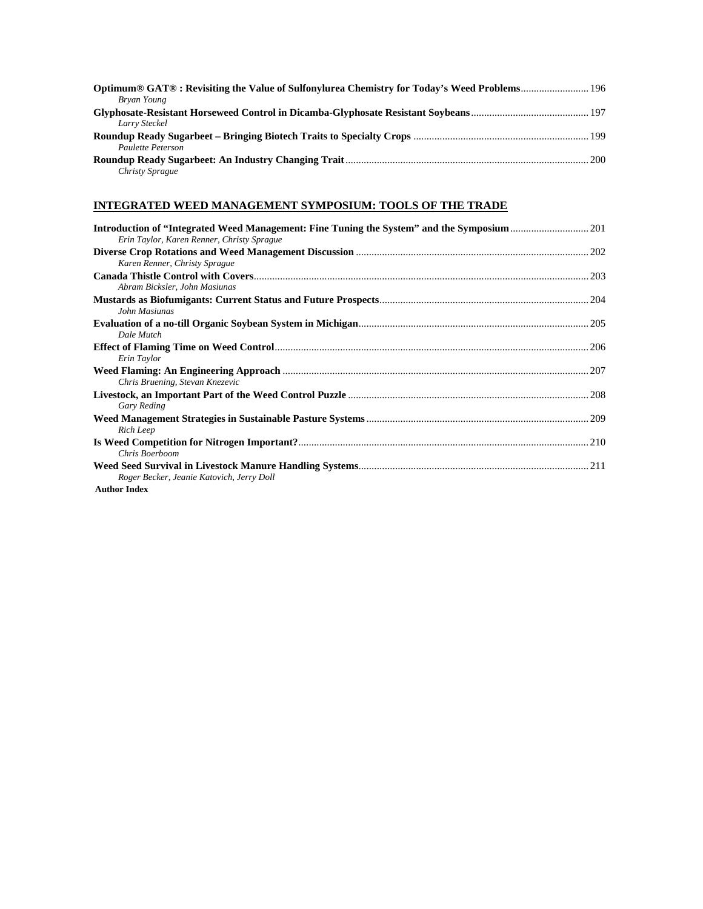**Optimum® GAT® : Revisiting the Value of Sulfonylurea Chemistry for Today's Weed Problems** .......................... 196
*Bryan Young*

**Glyphosate-Resistant Horseweed Control in Dicamba-Glyphosate Resistant Soybeans** ............................................ 197
*Larry Steckel*

**Roundup Ready Sugarbeet – Bringing Biotech Traits to Specialty Crops** .................................................................. 199
*Paulette Peterson*

**Roundup Ready Sugarbeet: An Industry Changing Trait** ............................................................................................ 200
*Christy Sprague*

## INTEGRATED WEED MANAGEMENT SYMPOSIUM: TOOLS OF THE TRADE

**Introduction of "Integrated Weed Management: Fine Tuning the System" and the Symposium** .............................. 201
*Erin Taylor, Karen Renner, Christy Sprague*

**Diverse Crop Rotations and Weed Management Discussion** ........................................................................................ 202
*Karen Renner, Christy Sprague*

**Canada Thistle Control with Covers** .............................................................................................................................. 203
*Abram Bicksler, John Masiunas*

**Mustards as Biofumigants: Current Status and Future Prospects** ............................................................................... 204
*John Masiunas*

**Evaluation of a no-till Organic Soybean System in Michigan** ....................................................................................... 205
*Dale Mutch*

**Effect of Flaming Time on Weed Control** ....................................................................................................................... 206
*Erin Taylor*

**Weed Flaming: An Engineering Approach** .................................................................................................................... 207
*Chris Bruening, Stevan Knezevic*

**Livestock, an Important Part of the Weed Control Puzzle** ........................................................................................... 208
*Gary Reding*

**Weed Management Strategies in Sustainable Pasture Systems** .................................................................................... 209
*Rich Leep*

**Is Weed Competition for Nitrogen Important?** .............................................................................................................. 210
*Chris Boerboom*

**Weed Seed Survival in Livestock Manure Handling Systems** ....................................................................................... 211
*Roger Becker, Jeanie Katovich, Jerry Doll*

**Author Index**